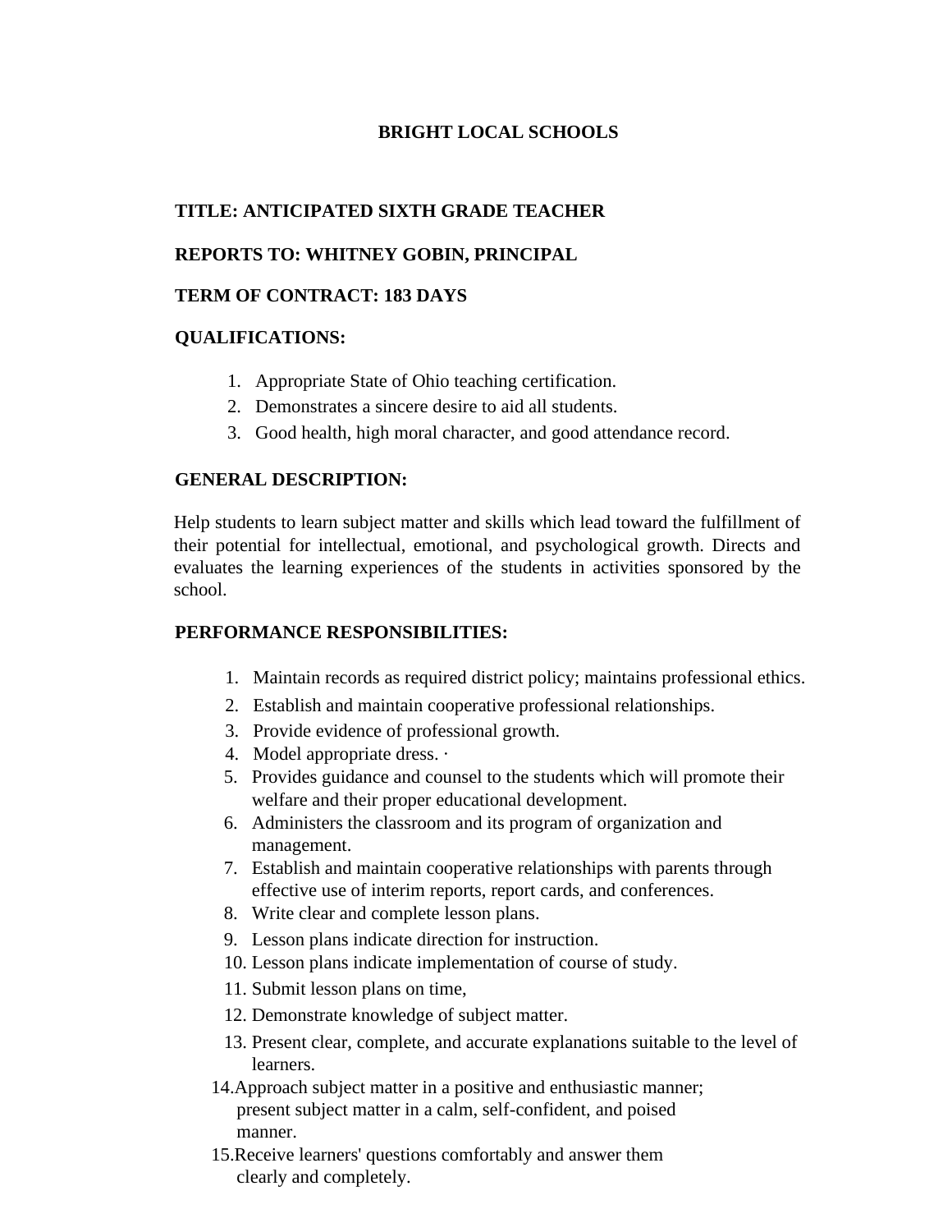# BRIGHT LOCAL SCHOOLS

**TITLE: ANTICIPATED SIXTH GRADE TEACHER**

**REPORTS TO: WHITNEY GOBIN, PRINCIPAL**

**TERM OF CONTRACT: 183 DAYS**

**QUALIFICATIONS:**

1. Appropriate State of Ohio teaching certification.
2. Demonstrates a sincere desire to aid all students.
3. Good health, high moral character, and good attendance record.

**GENERAL DESCRIPTION:**

Help students to learn subject matter and skills which lead toward the fulfillment of their potential for intellectual, emotional, and psychological growth. Directs and evaluates the learning experiences of the students in activities sponsored by the school.

**PERFORMANCE RESPONSIBILITIES:**

1. Maintain records as required district policy; maintains professional ethics.
2. Establish and maintain cooperative professional relationships.
3. Provide evidence of professional growth.
4. Model appropriate dress. ·
5. Provides guidance and counsel to the students which will promote their welfare and their proper educational development.
6. Administers the classroom and its program of organization and management.
7. Establish and maintain cooperative relationships with parents through effective use of interim reports, report cards, and conferences.
8. Write clear and complete lesson plans.
9. Lesson plans indicate direction for instruction.
10. Lesson plans indicate implementation of course of study.
11. Submit lesson plans on time,
12. Demonstrate knowledge of subject matter.
13. Present clear, complete, and accurate explanations suitable to the level of learners.
14. Approach subject matter in a positive and enthusiastic manner; present subject matter in a calm, self-confident, and poised manner.
15. Receive learners' questions comfortably and answer them clearly and completely.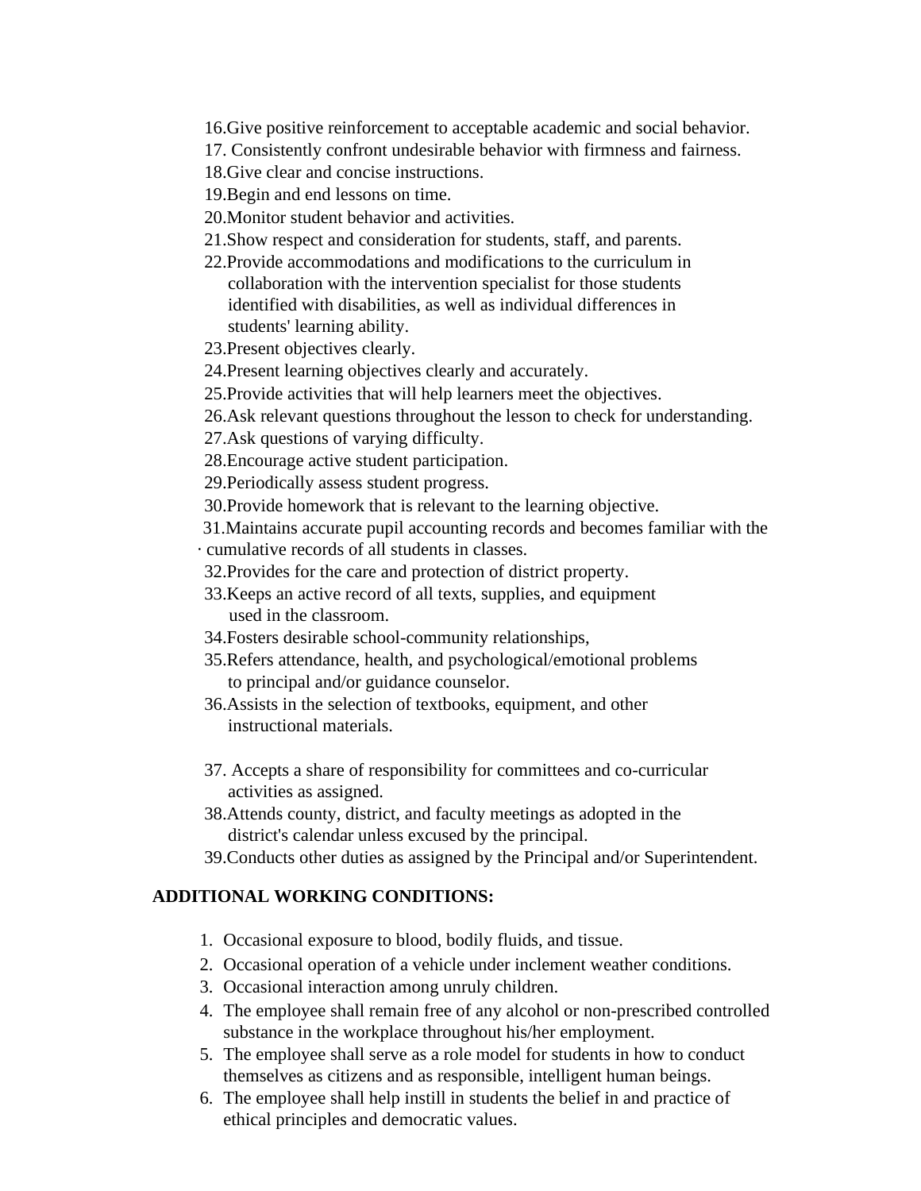16. Give positive reinforcement to acceptable academic and social behavior.
17. Consistently confront undesirable behavior with firmness and fairness.
18. Give clear and concise instructions.
19. Begin and end lessons on time.
20. Monitor student behavior and activities.
21. Show respect and consideration for students, staff, and parents.
22. Provide accommodations and modifications to the curriculum in collaboration with the intervention specialist for those students identified with disabilities, as well as individual differences in students' learning ability.
23. Present objectives clearly.
24. Present learning objectives clearly and accurately.
25. Provide activities that will help learners meet the objectives.
26. Ask relevant questions throughout the lesson to check for understanding.
27. Ask questions of varying difficulty.
28. Encourage active student participation.
29. Periodically assess student progress.
30. Provide homework that is relevant to the learning objective.
31. Maintains accurate pupil accounting records and becomes familiar with the · cumulative records of all students in classes.
32. Provides for the care and protection of district property.
33. Keeps an active record of all texts, supplies, and equipment used in the classroom.
34. Fosters desirable school-community relationships,
35. Refers attendance, health, and psychological/emotional problems to principal and/or guidance counselor.
36. Assists in the selection of textbooks, equipment, and other instructional materials.
37. Accepts a share of responsibility for committees and co-curricular activities as assigned.
38. Attends county, district, and faculty meetings as adopted in the district's calendar unless excused by the principal.
39. Conducts other duties as assigned by the Principal and/or Superintendent.

**ADDITIONAL WORKING CONDITIONS:**

1. Occasional exposure to blood, bodily fluids, and tissue.
2. Occasional operation of a vehicle under inclement weather conditions.
3. Occasional interaction among unruly children.
4. The employee shall remain free of any alcohol or non-prescribed controlled substance in the workplace throughout his/her employment.
5. The employee shall serve as a role model for students in how to conduct themselves as citizens and as responsible, intelligent human beings.
6. The employee shall help instill in students the belief in and practice of ethical principles and democratic values.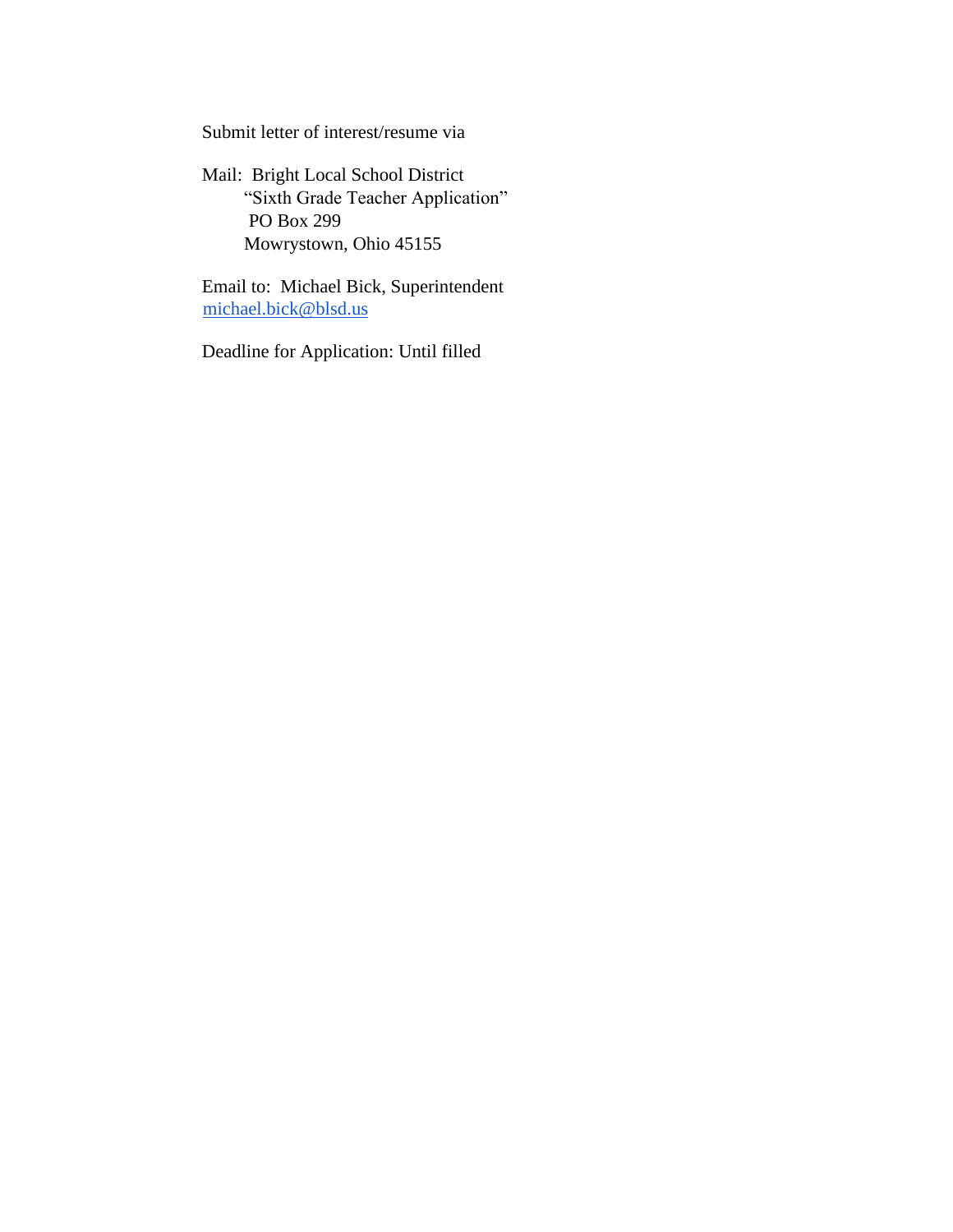Submit letter of interest/resume via

Mail: Bright Local School District
"Sixth Grade Teacher Application"
PO Box 299
Mowrystown, Ohio 45155

Email to: Michael Bick, Superintendent
michael.bick@blsd.us

Deadline for Application: Until filled